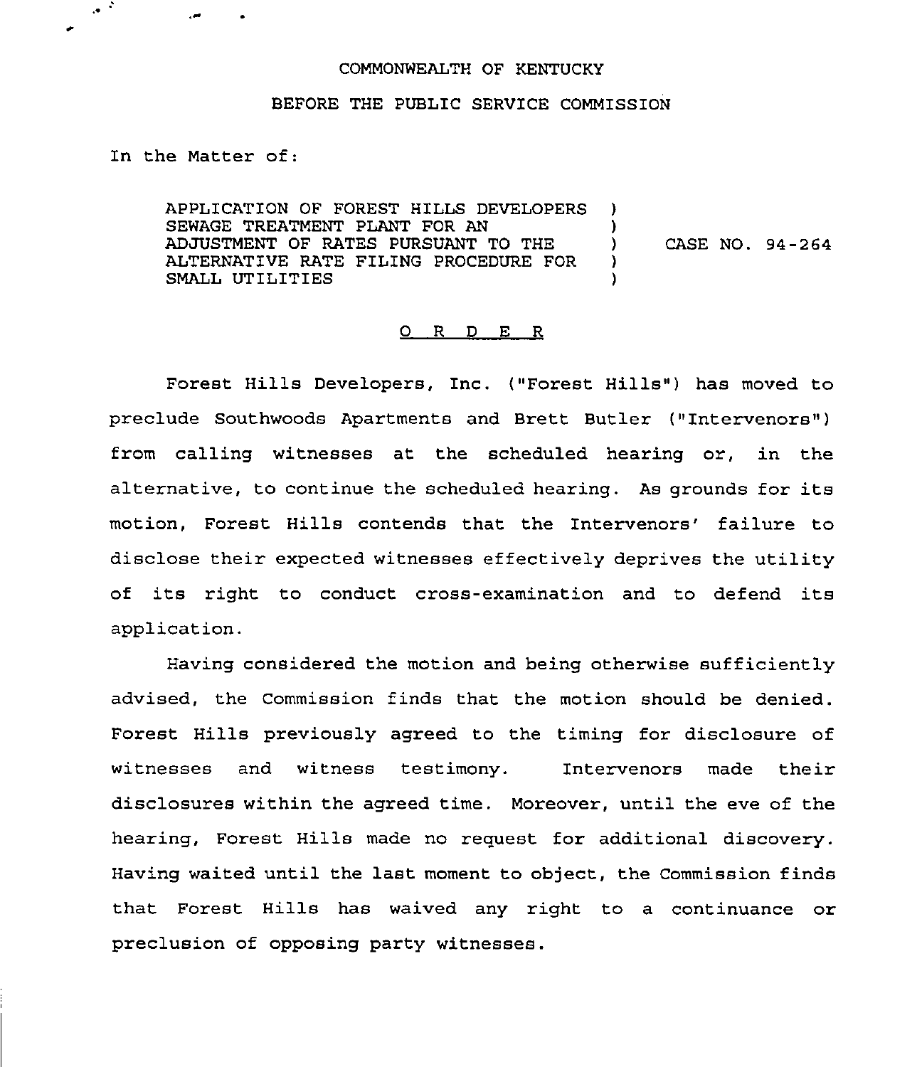COMMONWEALTH OF KENTUCKY

BEFORE THE PUBLIC SERVICE COMMISSION

In the Matter of:

APPLICATION OF FOREST HILLS DEVELOPERS SEWAGE TREATMENT PLANT FOR AN ADJUSTMENT OF RATES PURSUANT TO THE ALTERNATIVE RATE FILING PROCEDURE FOR SMALL UTILITIES ) CASE NO. 94-264

O R D E R

Forest Hills Developers, Inc. ("Forest Hills") has moved to preclude Southwoods Apartments and Brett Butler ("Intervenors") from calling witnesses at the scheduled hearing or, in the alternative, to continue the scheduled hearing. As grounds for its motion, Forest Hills contends that the Intervenors' failure to disclose their expected witnesses effectively deprives the utility of its right to conduct cross-examination and to defend its application.

Having considered the motion and being otherwise sufficiently advised, the Commission finds that the motion should be denied. Forest Hills previously agreed to the timing for disclosure of witnesses and witness testimony. Intervenors made their disclosures within the agreed time. Moreover, until the eve of the hearing, Forest Hills made no request for additional discovery. Having waited until the last moment to object, the Commission finds that Forest Hills has waived any right to a continuance or preclusion of opposing party witnesses.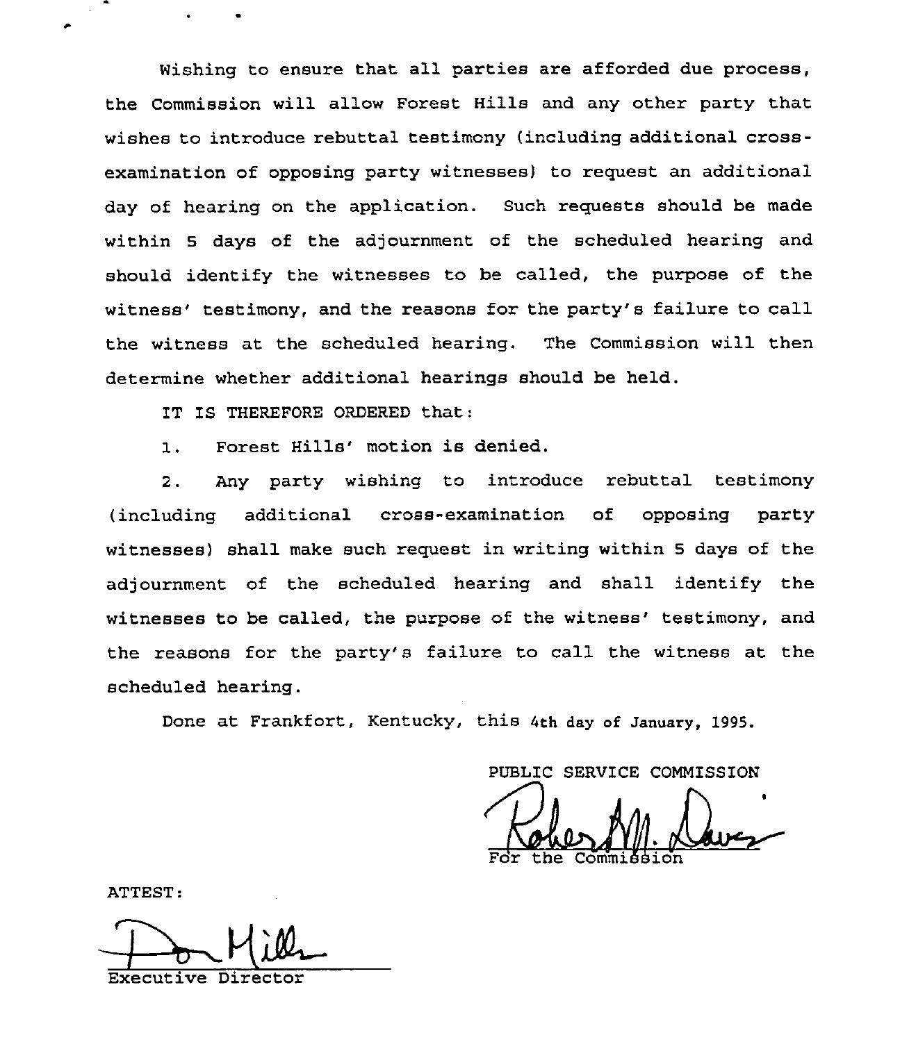Wishing to ensure that all parties are afforded due process, the Commission will allow Forest Hills and any other party that wishes to introduce rebuttal testimony (including additional cross-examination of opposing party witnesses) to request an additional day of hearing on the application. Such requests should be made within 5 days of the adjournment of the scheduled hearing and should identify the witnesses to be called, the purpose of the witness' testimony, and the reasons for the party's failure to call the witness at the scheduled hearing. The Commission will then determine whether additional hearings should be held.

IT IS THEREFORE ORDERED that:

1. Forest Hills' motion is denied.

2. Any party wishing to introduce rebuttal testimony (including additional cross-examination of opposing party witnesses) shall make such request in writing within 5 days of the adjournment of the scheduled hearing and shall identify the witnesses to be called, the purpose of the witness' testimony, and the reasons for the party's failure to call the witness at the scheduled hearing.

Done at Frankfort, Kentucky, this 4th day of January, 1995.

PUBLIC SERVICE COMMISSION

For the Commission

ATTEST:

Executive Director